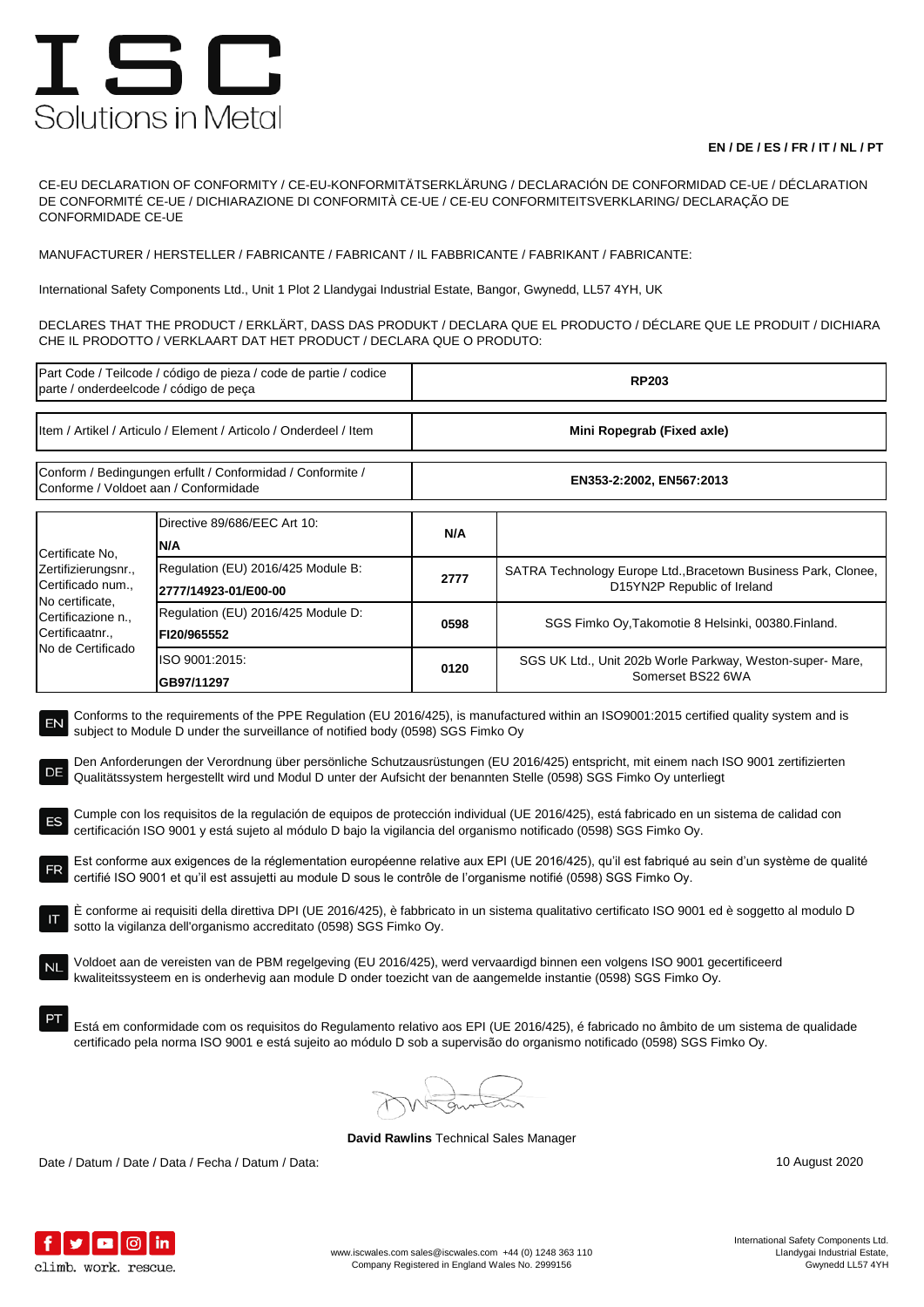# ISC
Solutions in Metal

**EN / DE / ES / FR / IT / NL / PT**

CE-EU DECLARATION OF CONFORMITY / CE-EU-KONFORMITÄTSERKLÄRUNG / DECLARACIÓN DE CONFORMIDAD CE-UE / DÉCLARATION DE CONFORMITÉ CE-UE / DICHIARAZIONE DI CONFORMITÀ CE-UE / CE-EU CONFORMITEITSVERKLARING/ DECLARAÇÃO DE CONFORMIDADE CE-UE

MANUFACTURER / HERSTELLER / FABRICANTE / FABRICANT / IL FABBRICANTE / FABRIKANT / FABRICANTE:

International Safety Components Ltd., Unit 1 Plot 2 Llandygai Industrial Estate, Bangor, Gwynedd, LL57 4YH, UK

DECLARES THAT THE PRODUCT / ERKLÄRT, DASS DAS PRODUKT / DECLARA QUE EL PRODUCTO / DÉCLARE QUE LE PRODUIT / DICHIARA CHE IL PRODOTTO / VERKLAART DAT HET PRODUCT / DECLARA QUE O PRODUTO:

| | |
|---|---|
| Part Code / Teilcode / código de pieza / code de partie / codice parte / onderdeelcode / código de peça | **RP203** |
| Item / Artikel / Articulo / Element / Articolo / Onderdeel / Item | **Mini Ropegrab (Fixed axle)** |
| Conform / Bedingungen erfullt / Conformidad / Conformite / Conforme / Voldoet aan / Conformidade | **EN353-2:2002, EN567:2013** |

| | | | |
|---|---|---|---|
| Certificate No, Zertifizierungsnr., Certificado num., No certificate, Certificazione n., Certificaatnr., No de Certificado | Directive 89/686/EEC Art 10: **N/A** | **N/A** | |
| | Regulation (EU) 2016/425 Module B: **2777/14923-01/E00-00** | **2777** | SATRA Technology Europe Ltd.,Bracetown Business Park, Clonee, D15YN2P Republic of Ireland |
| | Regulation (EU) 2016/425 Module D: **FI20/965552** | **0598** | SGS Fimko Oy,Takomotie 8 Helsinki, 00380.Finland. |
| | ISO 9001:2015: **GB97/11297** | **0120** | SGS UK Ltd., Unit 202b Worle Parkway, Weston-super- Mare, Somerset BS22 6WA |

EN Conforms to the requirements of the PPE Regulation (EU 2016/425), is manufactured within an ISO9001:2015 certified quality system and is subject to Module D under the surveillance of notified body (0598) SGS Fimko Oy

DE Den Anforderungen der Verordnung über persönliche Schutzausrüstungen (EU 2016/425) entspricht, mit einem nach ISO 9001 zertifizierten Qualitätssystem hergestellt wird und Modul D unter der Aufsicht der benannten Stelle (0598) SGS Fimko Oy unterliegt

ES Cumple con los requisitos de la regulación de equipos de protección individual (UE 2016/425), está fabricado en un sistema de calidad con certificación ISO 9001 y está sujeto al módulo D bajo la vigilancia del organismo notificado (0598) SGS Fimko Oy.

FR Est conforme aux exigences de la réglementation européenne relative aux EPI (UE 2016/425), qu'il est fabriqué au sein d'un système de qualité certifié ISO 9001 et qu'il est assujetti au module D sous le contrôle de l'organisme notifié (0598) SGS Fimko Oy.

IT È conforme ai requisiti della direttiva DPI (UE 2016/425), è fabbricato in un sistema qualitativo certificato ISO 9001 ed è soggetto al modulo D sotto la vigilanza dell'organismo accreditato (0598) SGS Fimko Oy.

NL Voldoet aan de vereisten van de PBM regelgeving (EU 2016/425), werd vervaardigd binnen een volgens ISO 9001 gecertificeerd kwaliteitssysteem en is onderhevig aan module D onder toezicht van de aangemelde instantie (0598) SGS Fimko Oy.

PT Está em conformidade com os requisitos do Regulamento relativo aos EPI (UE 2016/425), é fabricado no âmbito de um sistema de qualidade certificado pela norma ISO 9001 e está sujeito ao módulo D sob a supervisão do organismo notificado (0598) SGS Fimko Oy.

**David Rawlins** Technical Sales Manager

Date / Datum / Date / Data / Fecha / Datum / Data: 10 August 2020

climb. work. rescue.

www.iscwales.com sales@iscwales.com +44 (0) 1248 363 110
Company Registered in England Wales No. 2999156

International Safety Components Ltd.
Llandygai Industrial Estate,
Gwynedd LL57 4YH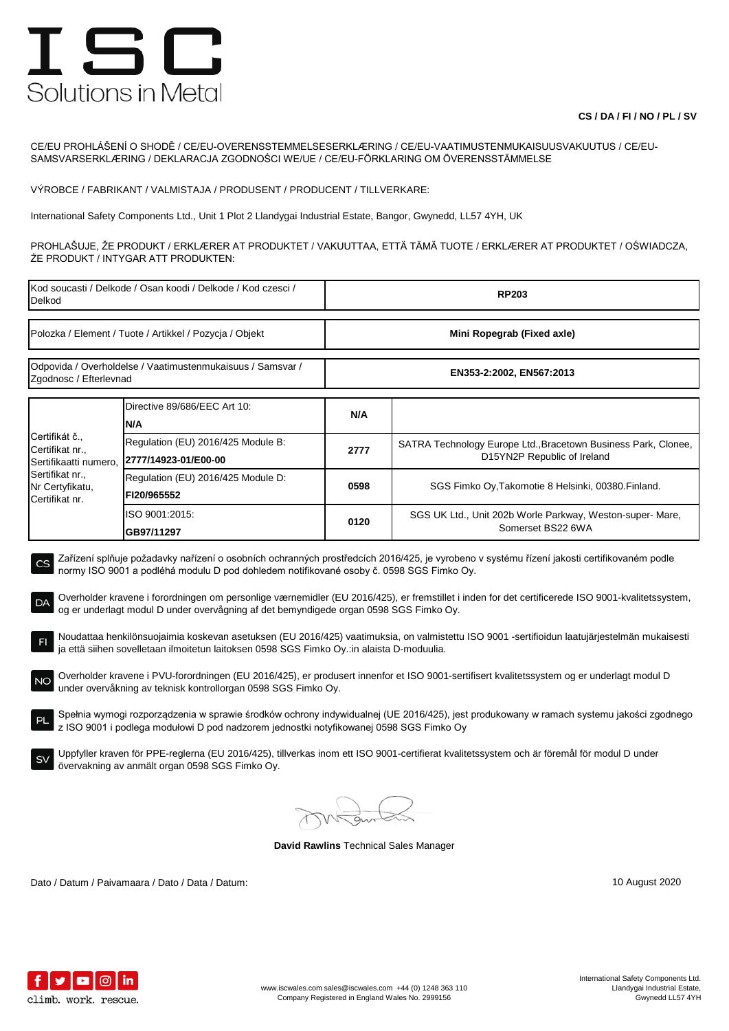# ISC
Solutions in Metal

**CS / DA / FI / NO / PL / SV**

CE/EU PROHLÁŠENÍ O SHODĚ / CE/EU-OVERENSSTEMMELSESERKLÆRING / CE/EU-VAATIMUSTENMUKAISUUSVAKUUTUS / CE/EU-SAMSVARSERKLÆRING / DEKLARACJA ZGODNOŚCI WE/UE / CE/EU-FÖRKLARING OM ÖVERENSSTÄMMELSE

VÝROBCE / FABRIKANT / VALMISTAJA / PRODUSENT / PRODUCENT / TILLVERKARE:

International Safety Components Ltd., Unit 1 Plot 2 Llandygai Industrial Estate, Bangor, Gwynedd, LL57 4YH, UK

PROHLAŠUJE, ŽE PRODUKT / ERKLÆRER AT PRODUKTET / VAKUUTTAA, ETTÄ TÄMÄ TUOTE / ERKLÆRER AT PRODUKTET / OŚWIADCZA, ŻE PRODUKT / INTYGAR ATT PRODUKTEN:

| | |
|---|---|
| Kod soucasti / Delkode / Osan koodi / Delkode / Kod czesci / Delkod | **RP203** |
| Polozka / Element / Tuote / Artikkel / Pozycja / Objekt | **Mini Ropegrab (Fixed axle)** |
| Odpovida / Overholdelse / Vaatimustenmukaisuus / Samsvar / Zgodnosc / Efterlevnad | **EN353-2:2002, EN567:2013** |

| | | | |
|---|---|---|---|
| Certifikát č., Certifikat nr., Sertifikaatti numero, Sertifikat nr., Nr Certyfikatu, Certifikat nr. | Directive 89/686/EEC Art 10: **N/A** | **N/A** | |
| | Regulation (EU) 2016/425 Module B: **2777/14923-01/E00-00** | **2777** | SATRA Technology Europe Ltd.,Bracetown Business Park, Clonee, D15YN2P Republic of Ireland |
| | Regulation (EU) 2016/425 Module D: **FI20/965552** | **0598** | SGS Fimko Oy,Takomotie 8 Helsinki, 00380.Finland. |
| | ISO 9001:2015: **GB97/11297** | **0120** | SGS UK Ltd., Unit 202b Worle Parkway, Weston-super- Mare, Somerset BS22 6WA |

CS Zařízení splňuje požadavky nařízení o osobních ochranných prostředcích 2016/425, je vyrobeno v systému řízení jakosti certifikovaném podle normy ISO 9001 a podléhá modulu D pod dohledem notifikované osoby č. 0598 SGS Fimko Oy.

DA Overholder kravene i forordningen om personlige værnemidler (EU 2016/425), er fremstillet i inden for det certificerede ISO 9001-kvalitetssystem, og er underlagt modul D under overvågning af det bemyndigede organ 0598 SGS Fimko Oy.

FI Noudattaa henkilönsuojaimia koskevan asetuksen (EU 2016/425) vaatimuksia, on valmistettu ISO 9001 -sertifioidun laatujärjestelmän mukaisesti ja että siihen sovelletaan ilmoitetun laitoksen 0598 SGS Fimko Oy.:in alaista D-moduulia.

NO Overholder kravene i PVU-forordningen (EU 2016/425), er produsert innenfor et ISO 9001-sertifisert kvalitetssystem og er underlagt modul D under overvåkning av teknisk kontrollorgan 0598 SGS Fimko Oy.

PL Spełnia wymogi rozporządzenia w sprawie środków ochrony indywidualnej (UE 2016/425), jest produkowany w ramach systemu jakości zgodnego z ISO 9001 i podlega modułowi D pod nadzorem jednostki notyfikowanej 0598 SGS Fimko Oy

SV Uppfyller kraven för PPE-reglerna (EU 2016/425), tillverkas inom ett ISO 9001-certifierat kvalitetssystem och är föremål för modul D under övervakning av anmält organ 0598 SGS Fimko Oy.

**David Rawlins** Technical Sales Manager

Dato / Datum / Paivamaara / Dato / Data / Datum: 10 August 2020

climb. work. rescue.

www.iscwales.com sales@iscwales.com +44 (0) 1248 363 110
Company Registered in England Wales No. 2999156

International Safety Components Ltd.
Llandygai Industrial Estate,
Gwynedd LL57 4YH